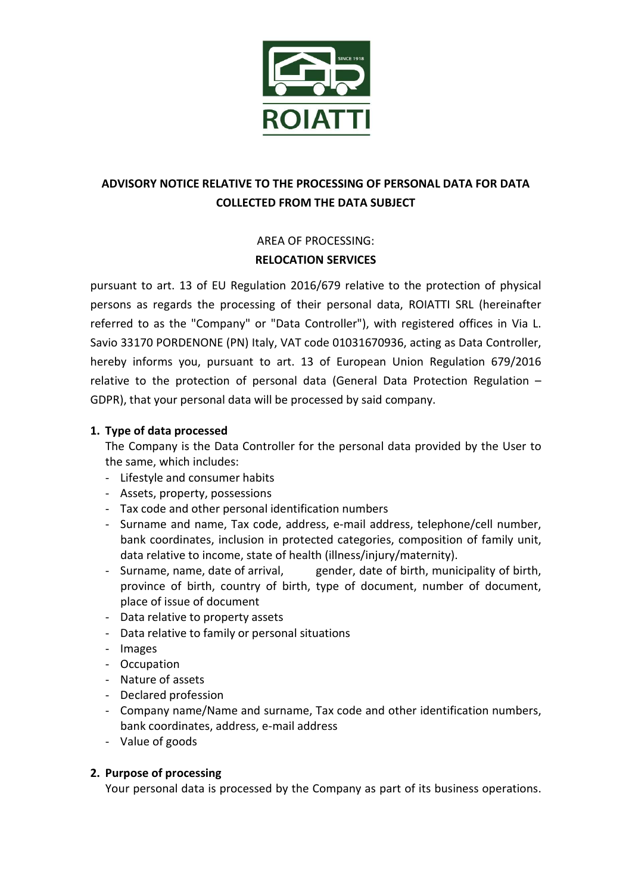**ADVISORY NOTICE RELATIVE TO THE PROCESSING OF PERSONAL DATA FOR DATA COLLECTED FROM THE DATA SUBJECT**

AREA OF PROCESSING:
**RELOCATION SERVICES**

pursuant to art. 13 of EU Regulation 2016/679 relative to the protection of physical persons as regards the processing of their personal data, ROIATTI SRL (hereinafter referred to as the "Company" or "Data Controller"), with registered offices in Via L. Savio 33170 PORDENONE (PN) Italy, VAT code 01031670936, acting as Data Controller, hereby informs you, pursuant to art. 13 of European Union Regulation 679/2016 relative to the protection of personal data (General Data Protection Regulation – GDPR), that your personal data will be processed by said company.

1. **Type of data processed**
   The Company is the Data Controller for the personal data provided by the User to the same, which includes:
   - Lifestyle and consumer habits
   - Assets, property, possessions
   - Tax code and other personal identification numbers
   - Surname and name, Tax code, address, e-mail address, telephone/cell number, bank coordinates, inclusion in protected categories, composition of family unit, data relative to income, state of health (illness/injury/maternity).
   - Surname, name, date of arrival, gender, date of birth, municipality of birth, province of birth, country of birth, type of document, number of document, place of issue of document
   - Data relative to property assets
   - Data relative to family or personal situations
   - Images
   - Occupation
   - Nature of assets
   - Declared profession
   - Company name/Name and surname, Tax code and other identification numbers, bank coordinates, address, e-mail address
   - Value of goods

2. **Purpose of processing**
   Your personal data is processed by the Company as part of its business operations.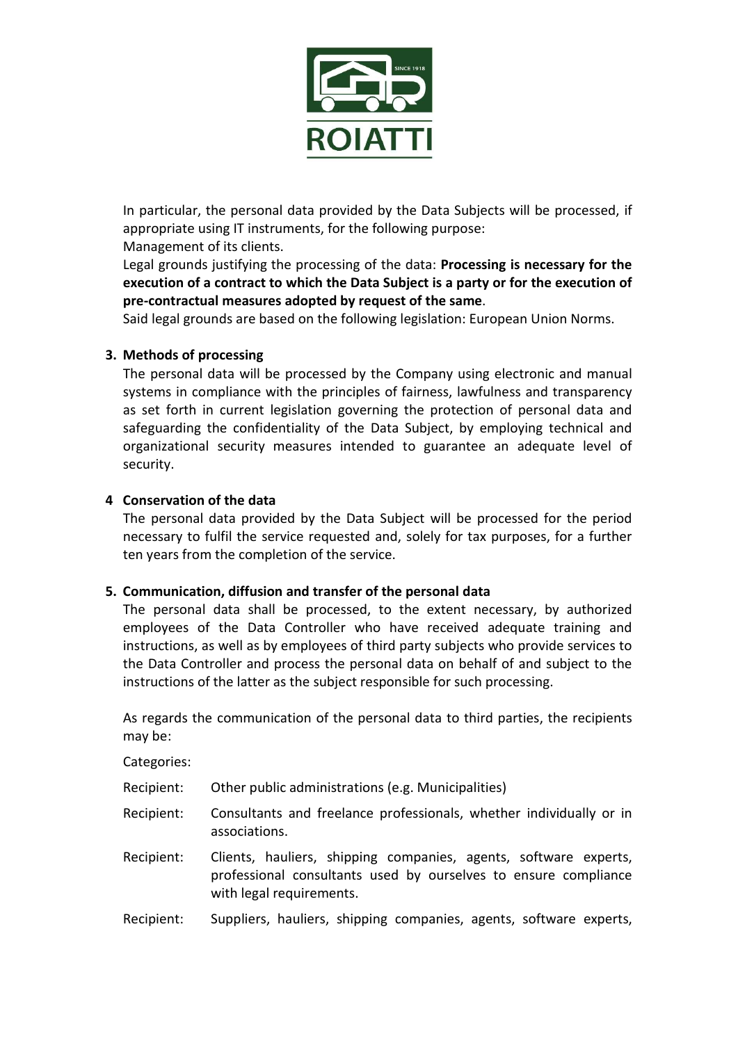In particular, the personal data provided by the Data Subjects will be processed, if appropriate using IT instruments, for the following purpose:
Management of its clients.
Legal grounds justifying the processing of the data: **Processing is necessary for the execution of a contract to which the Data Subject is a party or for the execution of pre-contractual measures adopted by request of the same**.
Said legal grounds are based on the following legislation: European Union Norms.

## 3. Methods of processing

The personal data will be processed by the Company using electronic and manual systems in compliance with the principles of fairness, lawfulness and transparency as set forth in current legislation governing the protection of personal data and safeguarding the confidentiality of the Data Subject, by employing technical and organizational security measures intended to guarantee an adequate level of security.

## 4 Conservation of the data

The personal data provided by the Data Subject will be processed for the period necessary to fulfil the service requested and, solely for tax purposes, for a further ten years from the completion of the service.

## 5. Communication, diffusion and transfer of the personal data

The personal data shall be processed, to the extent necessary, by authorized employees of the Data Controller who have received adequate training and instructions, as well as by employees of third party subjects who provide services to the Data Controller and process the personal data on behalf of and subject to the instructions of the latter as the subject responsible for such processing.

As regards the communication of the personal data to third parties, the recipients may be:

Categories:

Recipient: Other public administrations (e.g. Municipalities)

Recipient: Consultants and freelance professionals, whether individually or in associations.

Recipient: Clients, hauliers, shipping companies, agents, software experts, professional consultants used by ourselves to ensure compliance with legal requirements.

Recipient: Suppliers, hauliers, shipping companies, agents, software experts,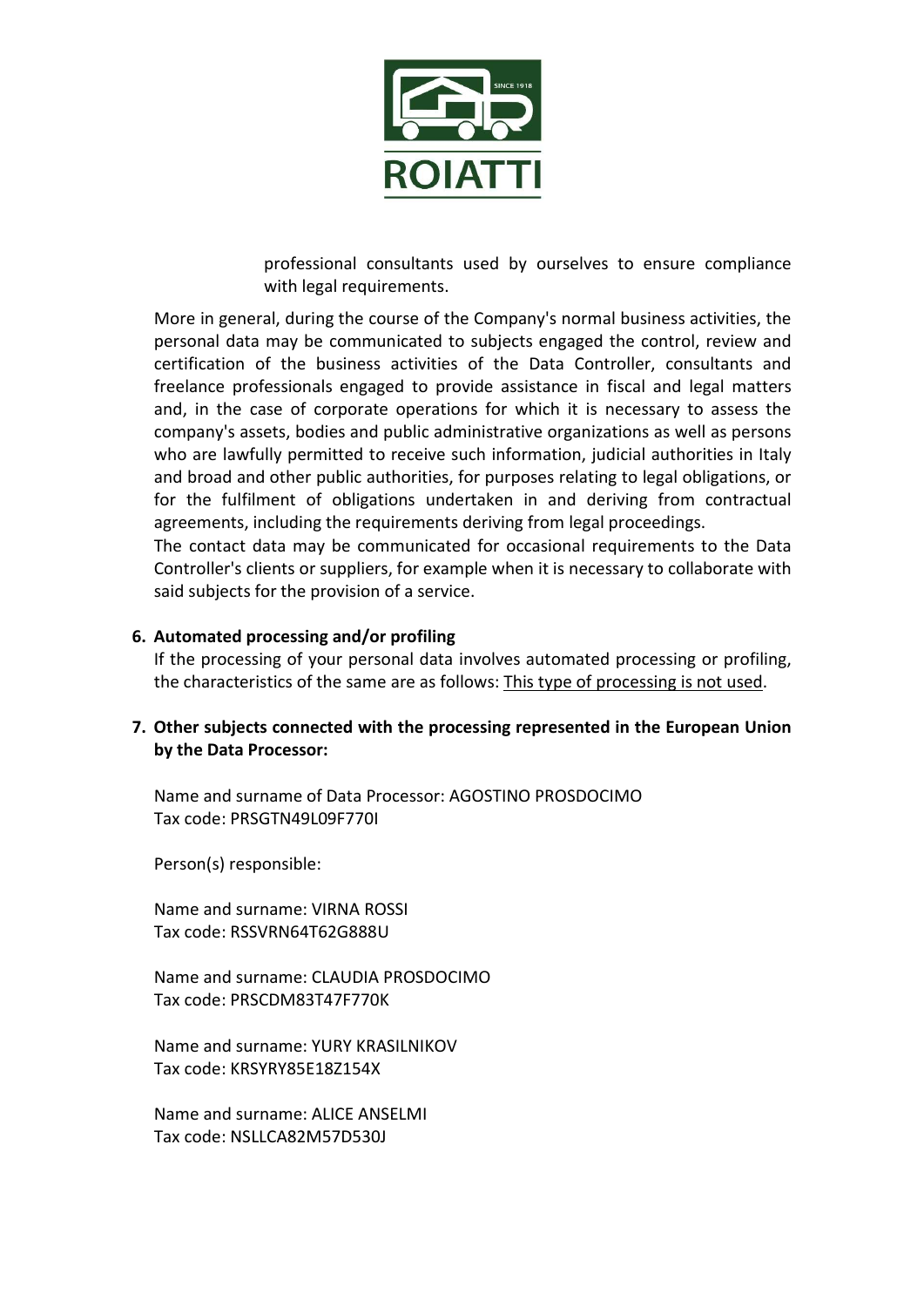professional consultants used by ourselves to ensure compliance with legal requirements.

More in general, during the course of the Company's normal business activities, the personal data may be communicated to subjects engaged the control, review and certification of the business activities of the Data Controller, consultants and freelance professionals engaged to provide assistance in fiscal and legal matters and, in the case of corporate operations for which it is necessary to assess the company's assets, bodies and public administrative organizations as well as persons who are lawfully permitted to receive such information, judicial authorities in Italy and broad and other public authorities, for purposes relating to legal obligations, or for the fulfilment of obligations undertaken in and deriving from contractual agreements, including the requirements deriving from legal proceedings.

The contact data may be communicated for occasional requirements to the Data Controller's clients or suppliers, for example when it is necessary to collaborate with said subjects for the provision of a service.

6. **Automated processing and/or profiling**

   If the processing of your personal data involves automated processing or profiling, the characteristics of the same are as follows: <u>This type of processing is not used</u>.

7. **Other subjects connected with the processing represented in the European Union by the Data Processor:**

   Name and surname of Data Processor: AGOSTINO PROSDOCIMO
   Tax code: PRSGTN49L09F770I

   Person(s) responsible:

   Name and surname: VIRNA ROSSI
   Tax code: RSSVRN64T62G888U

   Name and surname: CLAUDIA PROSDOCIMO
   Tax code: PRSCDM83T47F770K

   Name and surname: YURY KRASILNIKOV
   Tax code: KRSYRY85E18Z154X

   Name and surname: ALICE ANSELMI
   Tax code: NSLLCA82M57D530J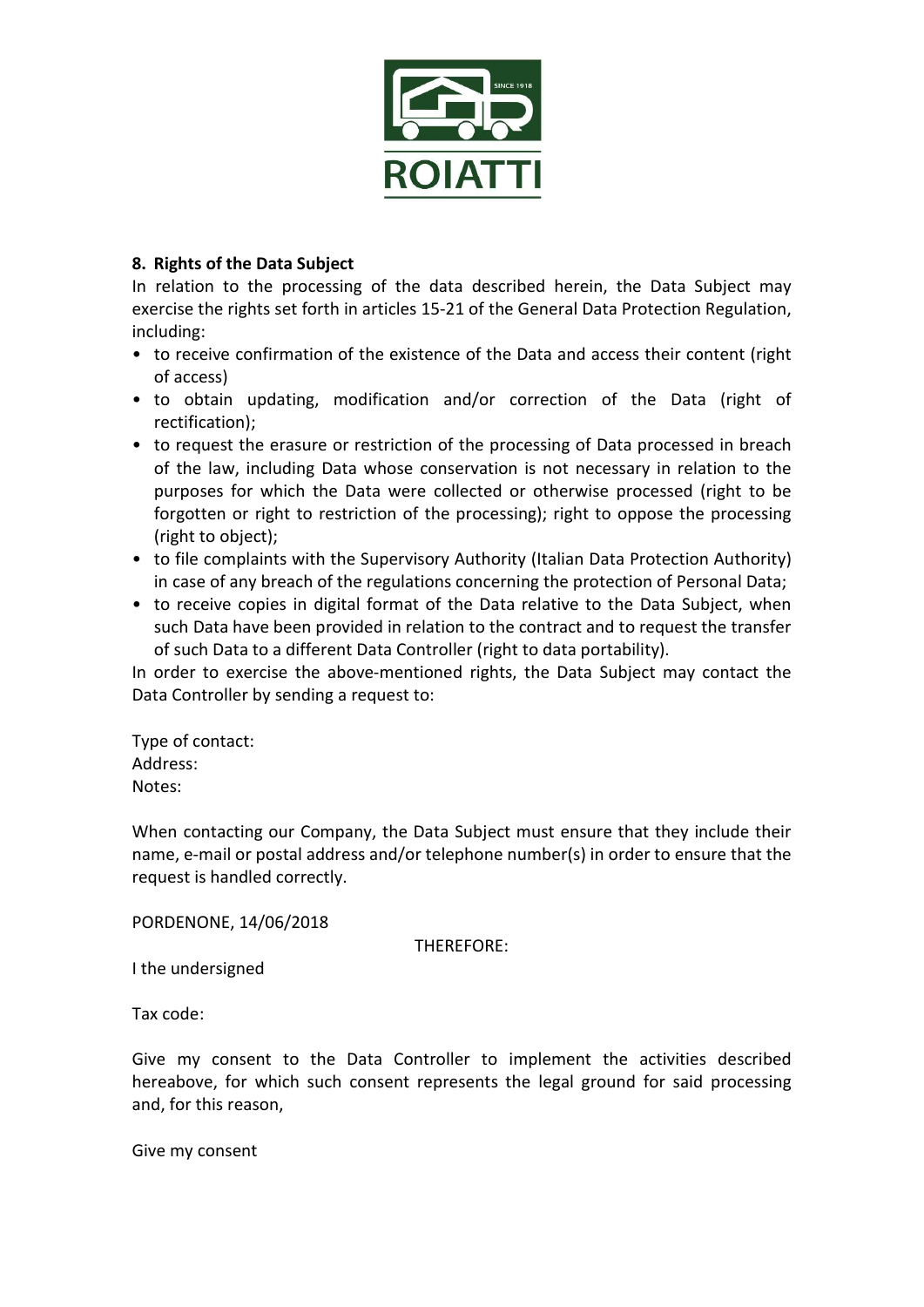## 8. Rights of the Data Subject

In relation to the processing of the data described herein, the Data Subject may exercise the rights set forth in articles 15-21 of the General Data Protection Regulation, including:

- to receive confirmation of the existence of the Data and access their content (right of access)
- to obtain updating, modification and/or correction of the Data (right of rectification);
- to request the erasure or restriction of the processing of Data processed in breach of the law, including Data whose conservation is not necessary in relation to the purposes for which the Data were collected or otherwise processed (right to be forgotten or right to restriction of the processing); right to oppose the processing (right to object);
- to file complaints with the Supervisory Authority (Italian Data Protection Authority) in case of any breach of the regulations concerning the protection of Personal Data;
- to receive copies in digital format of the Data relative to the Data Subject, when such Data have been provided in relation to the contract and to request the transfer of such Data to a different Data Controller (right to data portability).

In order to exercise the above-mentioned rights, the Data Subject may contact the Data Controller by sending a request to:

Type of contact:
Address:
Notes:

When contacting our Company, the Data Subject must ensure that they include their name, e-mail or postal address and/or telephone number(s) in order to ensure that the request is handled correctly.

PORDENONE, 14/06/2018

THEREFORE:

I the undersigned

Tax code:

Give my consent to the Data Controller to implement the activities described hereabove, for which such consent represents the legal ground for said processing and, for this reason,

Give my consent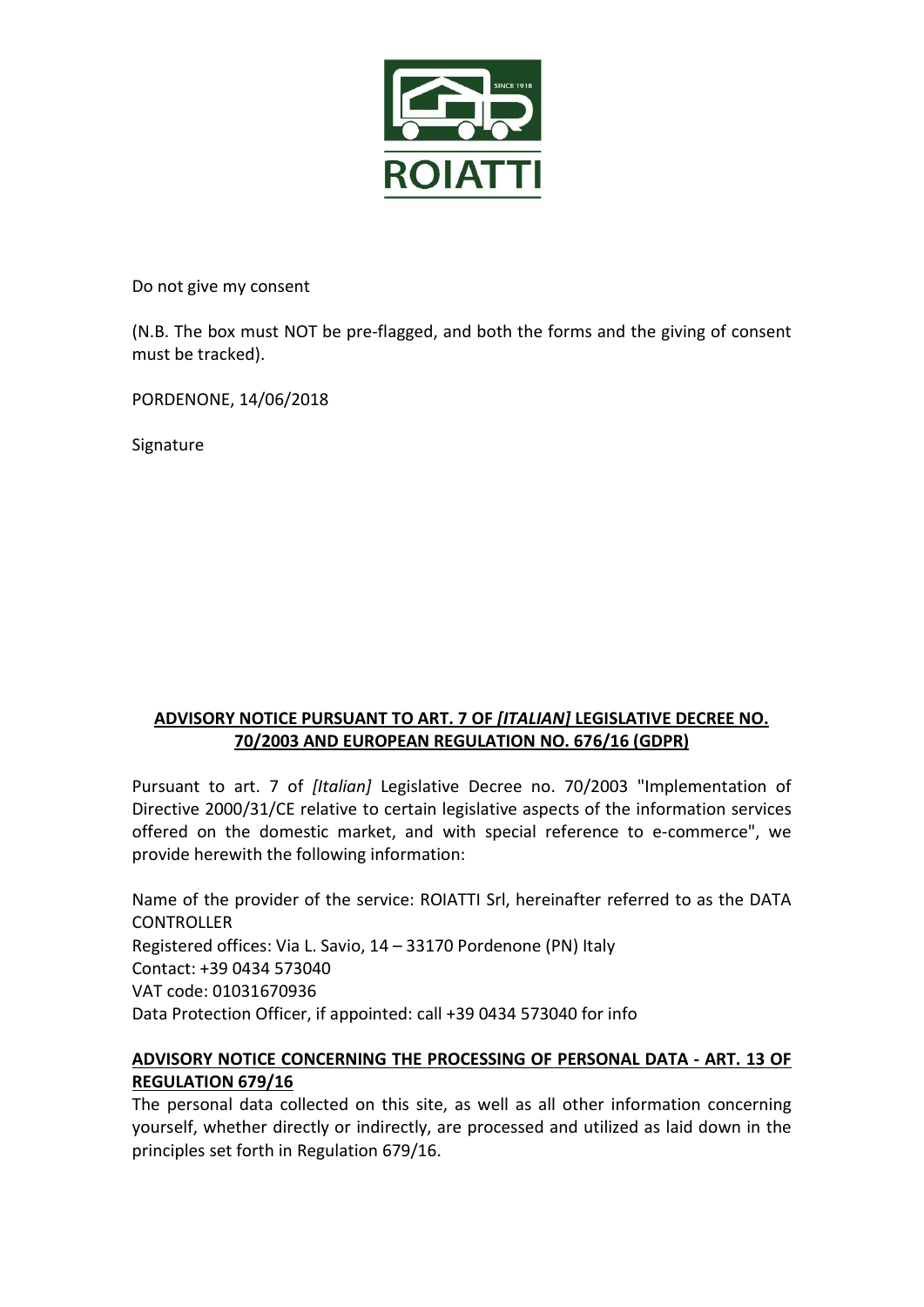Do not give my consent

(N.B. The box must NOT be pre-flagged, and both the forms and the giving of consent must be tracked).

PORDENONE, 14/06/2018

Signature

## **ADVISORY NOTICE PURSUANT TO ART. 7 OF *[ITALIAN]* LEGISLATIVE DECREE NO. 70/2003 AND EUROPEAN REGULATION NO. 676/16 (GDPR)**

Pursuant to art. 7 of *[Italian]* Legislative Decree no. 70/2003 "Implementation of Directive 2000/31/CE relative to certain legislative aspects of the information services offered on the domestic market, and with special reference to e-commerce", we provide herewith the following information:

Name of the provider of the service: ROIATTI Srl, hereinafter referred to as the DATA CONTROLLER
Registered offices: Via L. Savio, 14 – 33170 Pordenone (PN) Italy
Contact: +39 0434 573040
VAT code: 01031670936
Data Protection Officer, if appointed: call +39 0434 573040 for info

### **ADVISORY NOTICE CONCERNING THE PROCESSING OF PERSONAL DATA - ART. 13 OF REGULATION 679/16**

The personal data collected on this site, as well as all other information concerning yourself, whether directly or indirectly, are processed and utilized as laid down in the principles set forth in Regulation 679/16.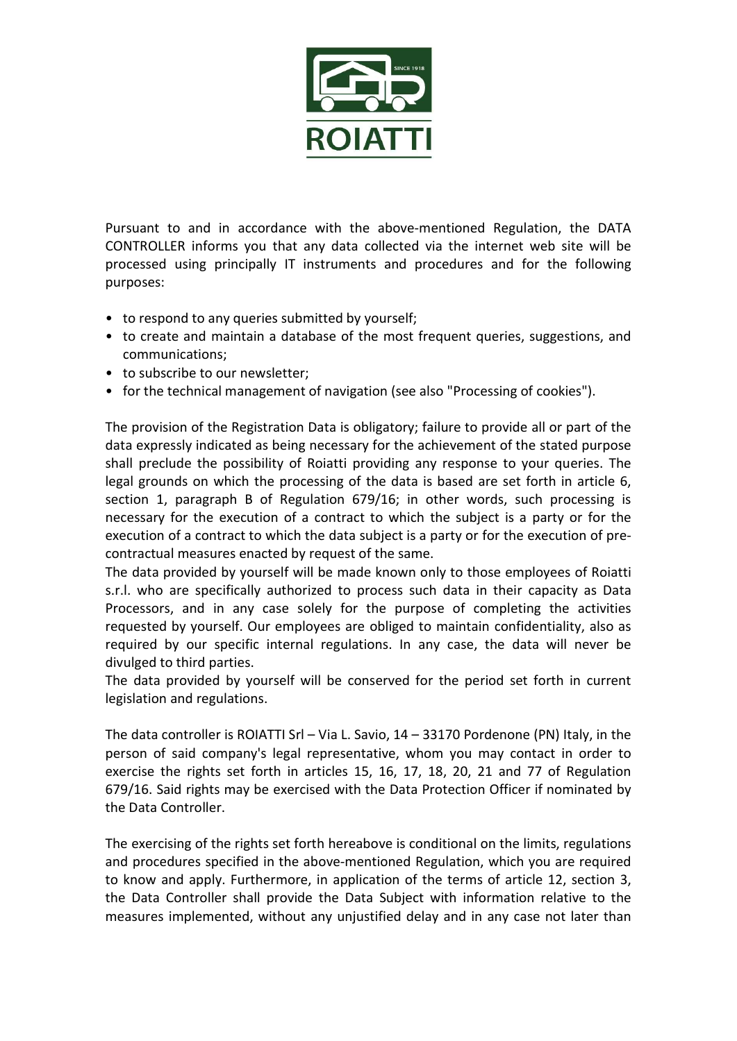Pursuant to and in accordance with the above-mentioned Regulation, the DATA CONTROLLER informs you that any data collected via the internet web site will be processed using principally IT instruments and procedures and for the following purposes:

- to respond to any queries submitted by yourself;
- to create and maintain a database of the most frequent queries, suggestions, and communications;
- to subscribe to our newsletter;
- for the technical management of navigation (see also "Processing of cookies").

The provision of the Registration Data is obligatory; failure to provide all or part of the data expressly indicated as being necessary for the achievement of the stated purpose shall preclude the possibility of Roiatti providing any response to your queries. The legal grounds on which the processing of the data is based are set forth in article 6, section 1, paragraph B of Regulation 679/16; in other words, such processing is necessary for the execution of a contract to which the subject is a party or for the execution of a contract to which the data subject is a party or for the execution of pre-contractual measures enacted by request of the same.
The data provided by yourself will be made known only to those employees of Roiatti s.r.l. who are specifically authorized to process such data in their capacity as Data Processors, and in any case solely for the purpose of completing the activities requested by yourself. Our employees are obliged to maintain confidentiality, also as required by our specific internal regulations. In any case, the data will never be divulged to third parties.
The data provided by yourself will be conserved for the period set forth in current legislation and regulations.

The data controller is ROIATTI Srl – Via L. Savio, 14 – 33170 Pordenone (PN) Italy, in the person of said company's legal representative, whom you may contact in order to exercise the rights set forth in articles 15, 16, 17, 18, 20, 21 and 77 of Regulation 679/16. Said rights may be exercised with the Data Protection Officer if nominated by the Data Controller.

The exercising of the rights set forth hereabove is conditional on the limits, regulations and procedures specified in the above-mentioned Regulation, which you are required to know and apply. Furthermore, in application of the terms of article 12, section 3, the Data Controller shall provide the Data Subject with information relative to the measures implemented, without any unjustified delay and in any case not later than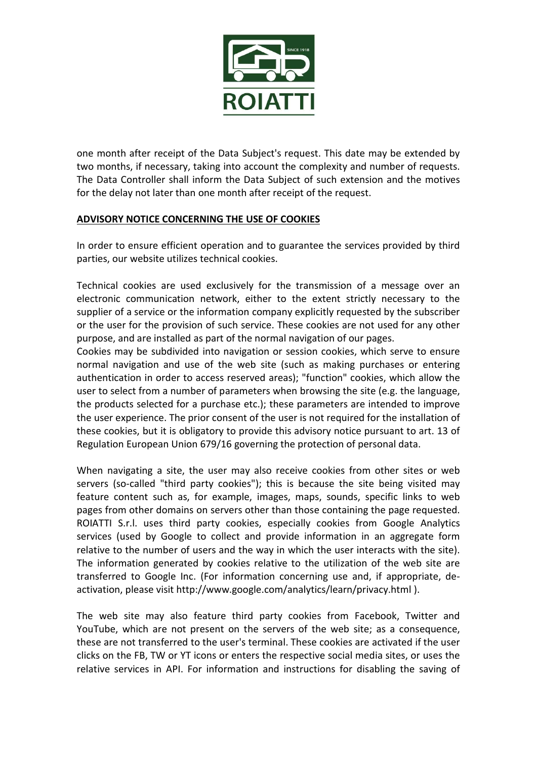one month after receipt of the Data Subject's request. This date may be extended by two months, if necessary, taking into account the complexity and number of requests. The Data Controller shall inform the Data Subject of such extension and the motives for the delay not later than one month after receipt of the request.

**ADVISORY NOTICE CONCERNING THE USE OF COOKIES**

In order to ensure efficient operation and to guarantee the services provided by third parties, our website utilizes technical cookies.

Technical cookies are used exclusively for the transmission of a message over an electronic communication network, either to the extent strictly necessary to the supplier of a service or the information company explicitly requested by the subscriber or the user for the provision of such service. These cookies are not used for any other purpose, and are installed as part of the normal navigation of our pages.
Cookies may be subdivided into navigation or session cookies, which serve to ensure normal navigation and use of the web site (such as making purchases or entering authentication in order to access reserved areas); "function" cookies, which allow the user to select from a number of parameters when browsing the site (e.g. the language, the products selected for a purchase etc.); these parameters are intended to improve the user experience. The prior consent of the user is not required for the installation of these cookies, but it is obligatory to provide this advisory notice pursuant to art. 13 of Regulation European Union 679/16 governing the protection of personal data.

When navigating a site, the user may also receive cookies from other sites or web servers (so-called "third party cookies"); this is because the site being visited may feature content such as, for example, images, maps, sounds, specific links to web pages from other domains on servers other than those containing the page requested. ROIATTI S.r.l. uses third party cookies, especially cookies from Google Analytics services (used by Google to collect and provide information in an aggregate form relative to the number of users and the way in which the user interacts with the site). The information generated by cookies relative to the utilization of the web site are transferred to Google Inc. (For information concerning use and, if appropriate, de-activation, please visit http://www.google.com/analytics/learn/privacy.html ).

The web site may also feature third party cookies from Facebook, Twitter and YouTube, which are not present on the servers of the web site; as a consequence, these are not transferred to the user's terminal. These cookies are activated if the user clicks on the FB, TW or YT icons or enters the respective social media sites, or uses the relative services in API. For information and instructions for disabling the saving of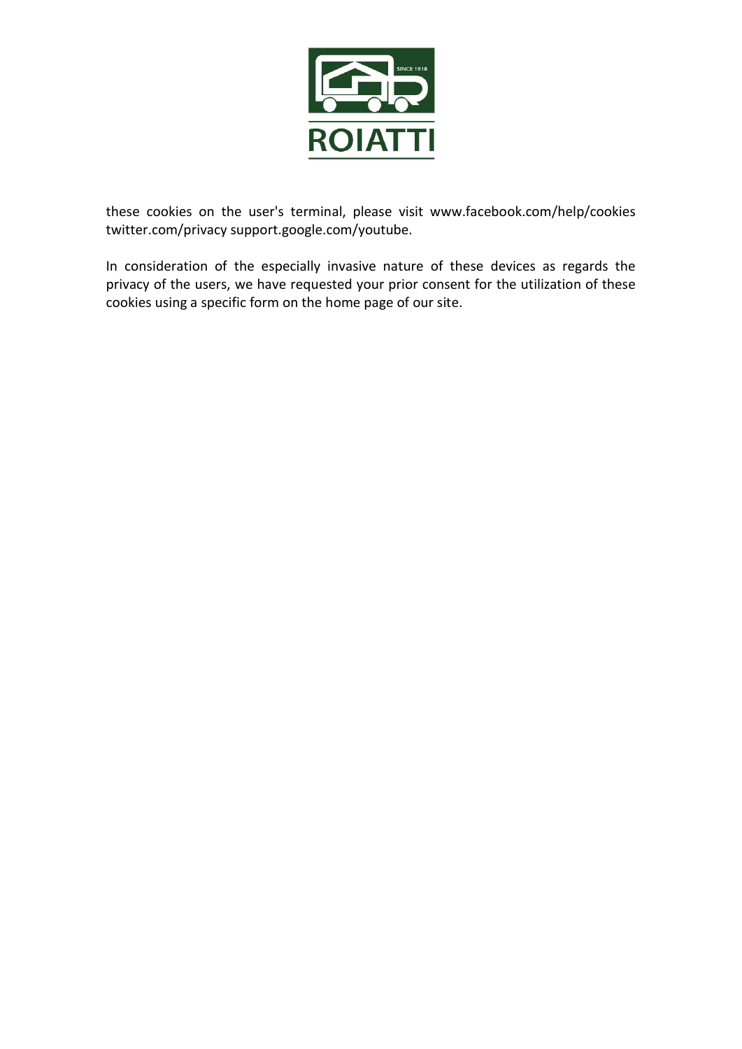these cookies on the user's terminal, please visit www.facebook.com/help/cookies twitter.com/privacy support.google.com/youtube.

In consideration of the especially invasive nature of these devices as regards the privacy of the users, we have requested your prior consent for the utilization of these cookies using a specific form on the home page of our site.